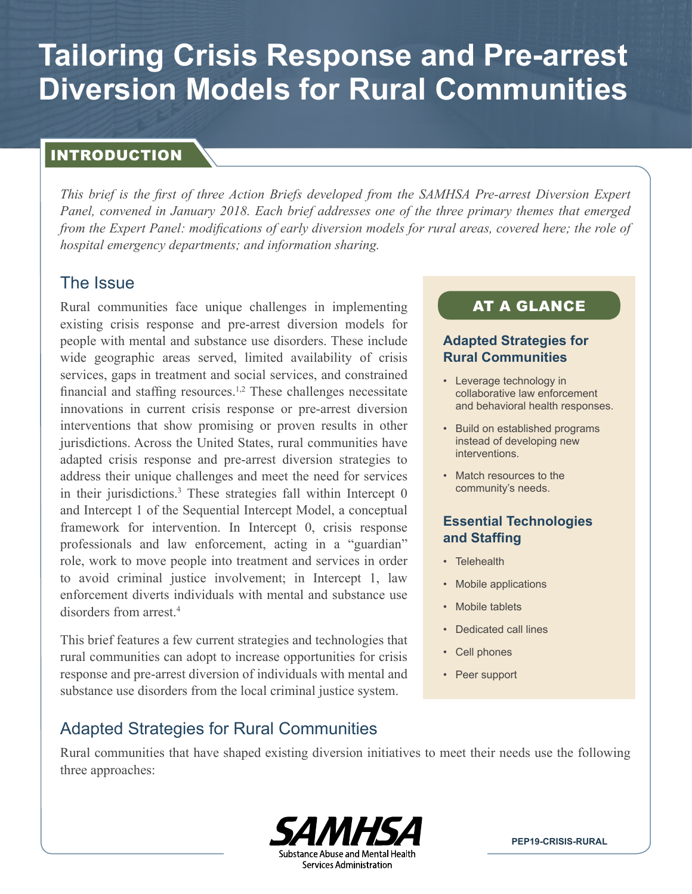# Tailoring Crisis Response and Pre-arrest Diversion Models for Rural Communities

## INTRODUCTION

*This brief is the first of three Action Briefs developed from the SAMHSA Pre-arrest Diversion Expert Panel, convened in January 2018. Each brief addresses one of the three primary themes that emerged from the Expert Panel: modifications of early diversion models for rural areas, covered here; the role of hospital emergency departments; and information sharing.*

## The Issue

Rural communities face unique challenges in implementing existing crisis response and pre-arrest diversion models for people with mental and substance use disorders. These include wide geographic areas served, limited availability of crisis services, gaps in treatment and social services, and constrained financial and staffing resources.[1,2] These challenges necessitate innovations in current crisis response or pre-arrest diversion interventions that show promising or proven results in other jurisdictions. Across the United States, rural communities have adapted crisis response and pre-arrest diversion strategies to address their unique challenges and meet the need for services in their jurisdictions.[3] These strategies fall within Intercept 0 and Intercept 1 of the Sequential Intercept Model, a conceptual framework for intervention. In Intercept 0, crisis response professionals and law enforcement, acting in a "guardian" role, work to move people into treatment and services in order to avoid criminal justice involvement; in Intercept 1, law enforcement diverts individuals with mental and substance use disorders from arrest.[4]

This brief features a few current strategies and technologies that rural communities can adopt to increase opportunities for crisis response and pre-arrest diversion of individuals with mental and substance use disorders from the local criminal justice system.

### AT A GLANCE

**Adapted Strategies for Rural Communities**

- Leverage technology in collaborative law enforcement and behavioral health responses.
- Build on established programs instead of developing new interventions.
- Match resources to the community's needs.

**Essential Technologies and Staffing**

- Telehealth
- Mobile applications
- Mobile tablets
- Dedicated call lines
- Cell phones
- Peer support

## Adapted Strategies for Rural Communities

Rural communities that have shaped existing diversion initiatives to meet their needs use the following three approaches:

PEP19-CRISIS-RURAL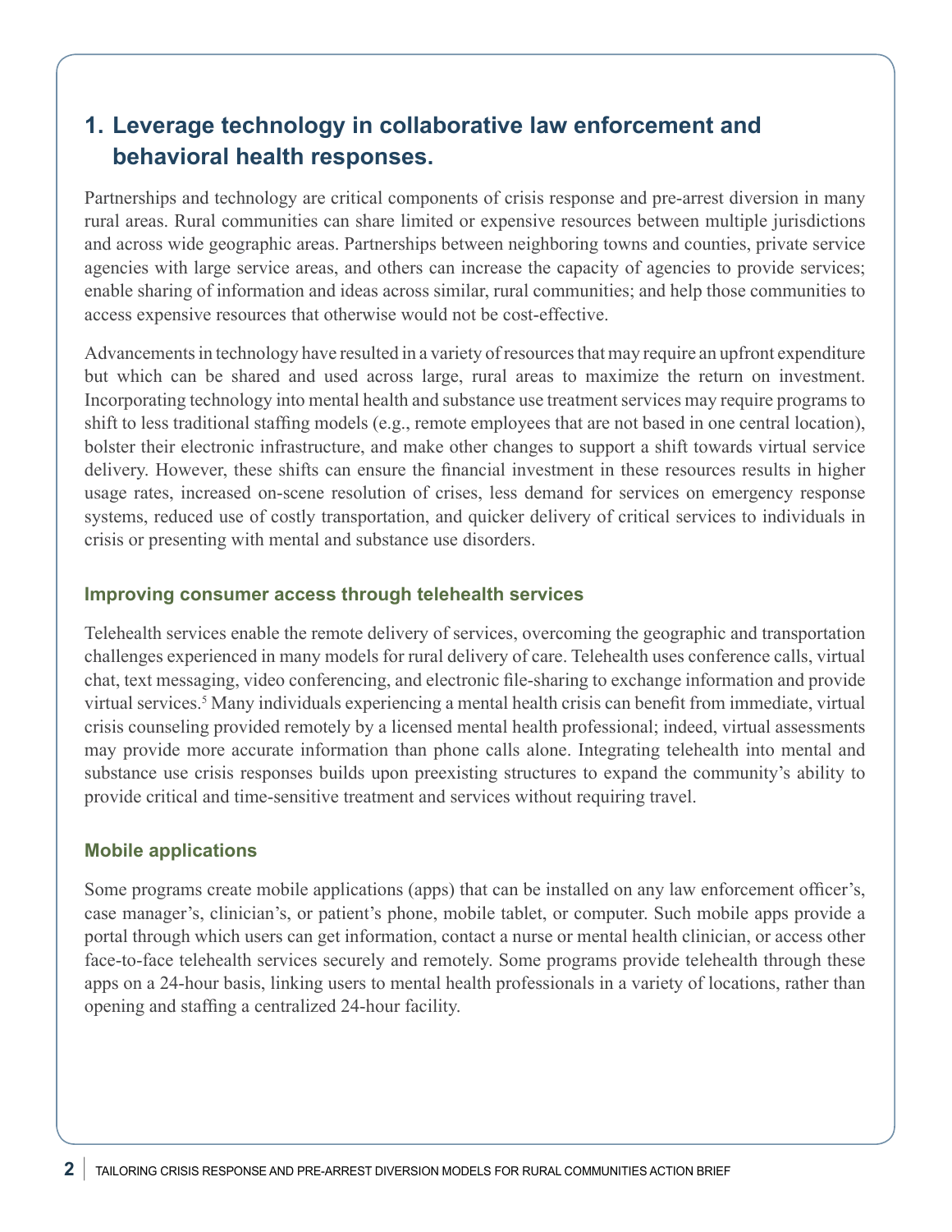## 1. Leverage technology in collaborative law enforcement and behavioral health responses.

Partnerships and technology are critical components of crisis response and pre-arrest diversion in many rural areas. Rural communities can share limited or expensive resources between multiple jurisdictions and across wide geographic areas. Partnerships between neighboring towns and counties, private service agencies with large service areas, and others can increase the capacity of agencies to provide services; enable sharing of information and ideas across similar, rural communities; and help those communities to access expensive resources that otherwise would not be cost-effective.

Advancements in technology have resulted in a variety of resources that may require an upfront expenditure but which can be shared and used across large, rural areas to maximize the return on investment. Incorporating technology into mental health and substance use treatment services may require programs to shift to less traditional staffing models (e.g., remote employees that are not based in one central location), bolster their electronic infrastructure, and make other changes to support a shift towards virtual service delivery. However, these shifts can ensure the financial investment in these resources results in higher usage rates, increased on-scene resolution of crises, less demand for services on emergency response systems, reduced use of costly transportation, and quicker delivery of critical services to individuals in crisis or presenting with mental and substance use disorders.

### Improving consumer access through telehealth services

Telehealth services enable the remote delivery of services, overcoming the geographic and transportation challenges experienced in many models for rural delivery of care. Telehealth uses conference calls, virtual chat, text messaging, video conferencing, and electronic file-sharing to exchange information and provide virtual services.[5] Many individuals experiencing a mental health crisis can benefit from immediate, virtual crisis counseling provided remotely by a licensed mental health professional; indeed, virtual assessments may provide more accurate information than phone calls alone. Integrating telehealth into mental and substance use crisis responses builds upon preexisting structures to expand the community's ability to provide critical and time-sensitive treatment and services without requiring travel.

### Mobile applications

Some programs create mobile applications (apps) that can be installed on any law enforcement officer's, case manager's, clinician's, or patient's phone, mobile tablet, or computer. Such mobile apps provide a portal through which users can get information, contact a nurse or mental health clinician, or access other face-to-face telehealth services securely and remotely. Some programs provide telehealth through these apps on a 24-hour basis, linking users to mental health professionals in a variety of locations, rather than opening and staffing a centralized 24-hour facility.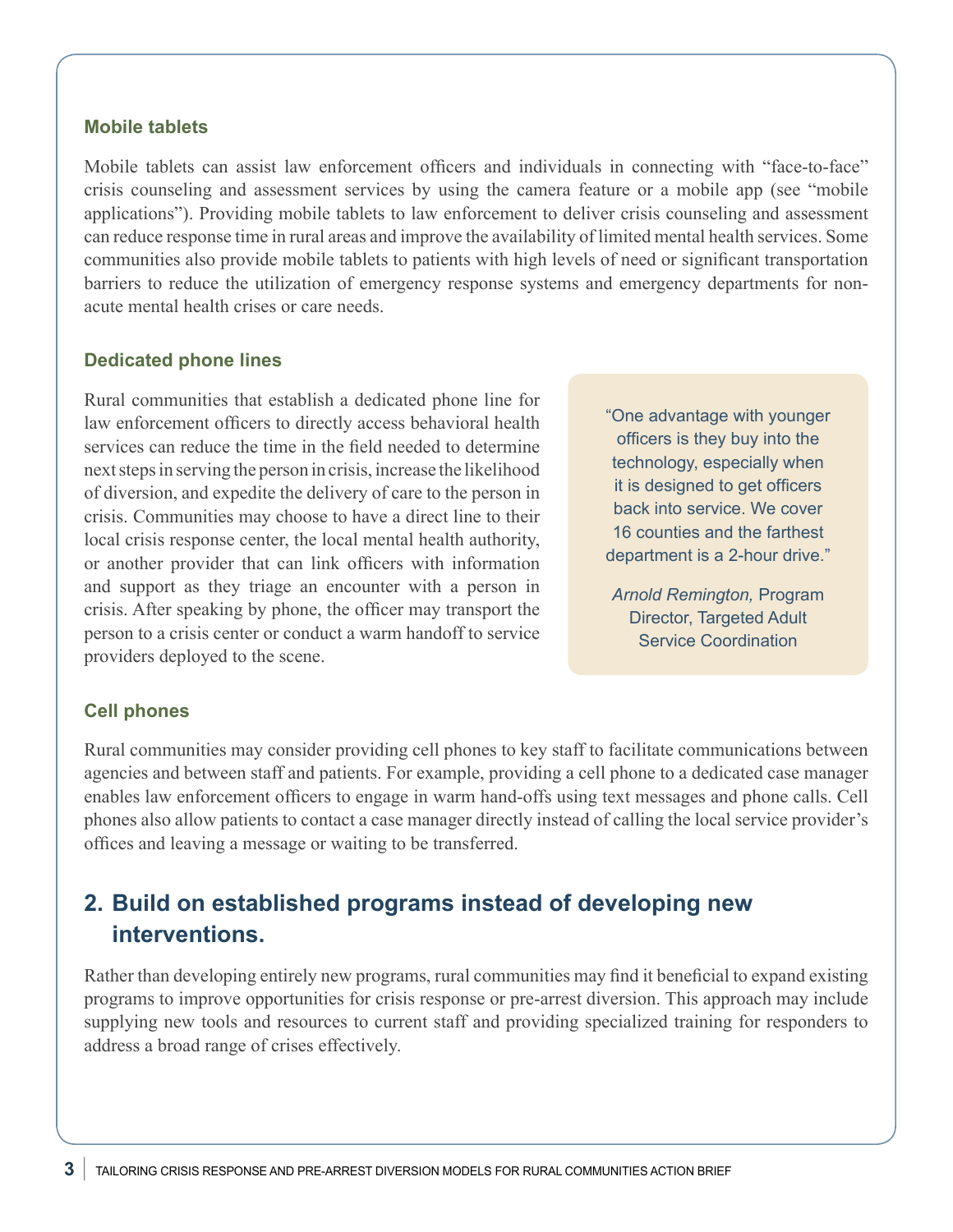### Mobile tablets

Mobile tablets can assist law enforcement officers and individuals in connecting with "face-to-face" crisis counseling and assessment services by using the camera feature or a mobile app (see "mobile applications"). Providing mobile tablets to law enforcement to deliver crisis counseling and assessment can reduce response time in rural areas and improve the availability of limited mental health services. Some communities also provide mobile tablets to patients with high levels of need or significant transportation barriers to reduce the utilization of emergency response systems and emergency departments for non-acute mental health crises or care needs.

### Dedicated phone lines

Rural communities that establish a dedicated phone line for law enforcement officers to directly access behavioral health services can reduce the time in the field needed to determine next steps in serving the person in crisis, increase the likelihood of diversion, and expedite the delivery of care to the person in crisis. Communities may choose to have a direct line to their local crisis response center, the local mental health authority, or another provider that can link officers with information and support as they triage an encounter with a person in crisis. After speaking by phone, the officer may transport the person to a crisis center or conduct a warm handoff to service providers deployed to the scene.

> "One advantage with younger officers is they buy into the technology, especially when it is designed to get officers back into service. We cover 16 counties and the farthest department is a 2-hour drive."
>
> *Arnold Remington,* Program Director, Targeted Adult Service Coordination

### Cell phones

Rural communities may consider providing cell phones to key staff to facilitate communications between agencies and between staff and patients. For example, providing a cell phone to a dedicated case manager enables law enforcement officers to engage in warm hand-offs using text messages and phone calls. Cell phones also allow patients to contact a case manager directly instead of calling the local service provider's offices and leaving a message or waiting to be transferred.

## 2. Build on established programs instead of developing new interventions.

Rather than developing entirely new programs, rural communities may find it beneficial to expand existing programs to improve opportunities for crisis response or pre-arrest diversion. This approach may include supplying new tools and resources to current staff and providing specialized training for responders to address a broad range of crises effectively.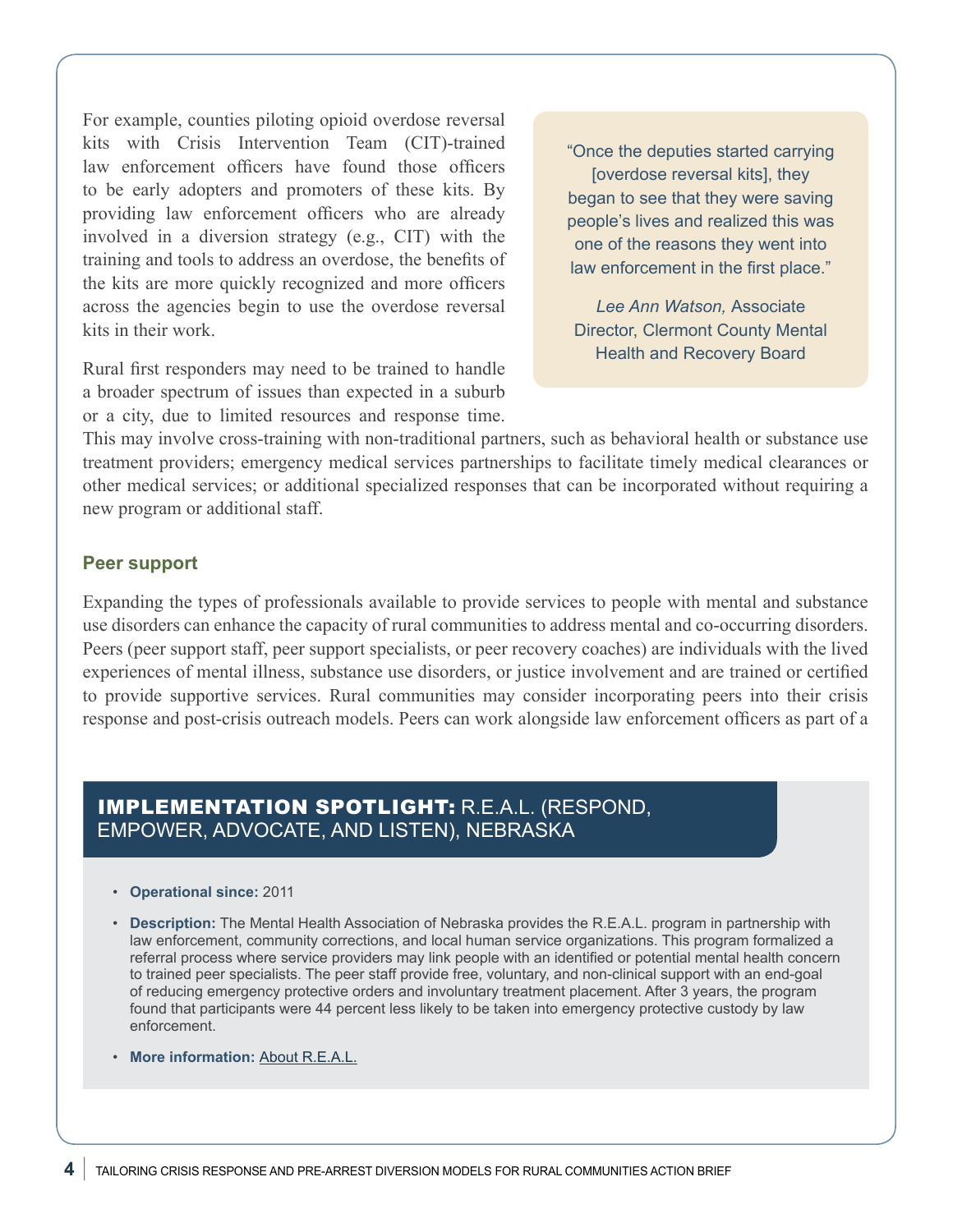For example, counties piloting opioid overdose reversal kits with Crisis Intervention Team (CIT)-trained law enforcement officers have found those officers to be early adopters and promoters of these kits. By providing law enforcement officers who are already involved in a diversion strategy (e.g., CIT) with the training and tools to address an overdose, the benefits of the kits are more quickly recognized and more officers across the agencies begin to use the overdose reversal kits in their work.

> "Once the deputies started carrying [overdose reversal kits], they began to see that they were saving people's lives and realized this was one of the reasons they went into law enforcement in the first place."
>
> *Lee Ann Watson,* Associate Director, Clermont County Mental Health and Recovery Board

Rural first responders may need to be trained to handle a broader spectrum of issues than expected in a suburb or a city, due to limited resources and response time. This may involve cross-training with non-traditional partners, such as behavioral health or substance use treatment providers; emergency medical services partnerships to facilitate timely medical clearances or other medical services; or additional specialized responses that can be incorporated without requiring a new program or additional staff.

### Peer support

Expanding the types of professionals available to provide services to people with mental and substance use disorders can enhance the capacity of rural communities to address mental and co-occurring disorders. Peers (peer support staff, peer support specialists, or peer recovery coaches) are individuals with the lived experiences of mental illness, substance use disorders, or justice involvement and are trained or certified to provide supportive services. Rural communities may consider incorporating peers into their crisis response and post-crisis outreach models. Peers can work alongside law enforcement officers as part of a

### IMPLEMENTATION SPOTLIGHT: R.E.A.L. (RESPOND, EMPOWER, ADVOCATE, AND LISTEN), NEBRASKA

- **Operational since:** 2011
- **Description:** The Mental Health Association of Nebraska provides the R.E.A.L. program in partnership with law enforcement, community corrections, and local human service organizations. This program formalized a referral process where service providers may link people with an identified or potential mental health concern to trained peer specialists. The peer staff provide free, voluntary, and non-clinical support with an end-goal of reducing emergency protective orders and involuntary treatment placement. After 3 years, the program found that participants were 44 percent less likely to be taken into emergency protective custody by law enforcement.
- **More information:** About R.E.A.L.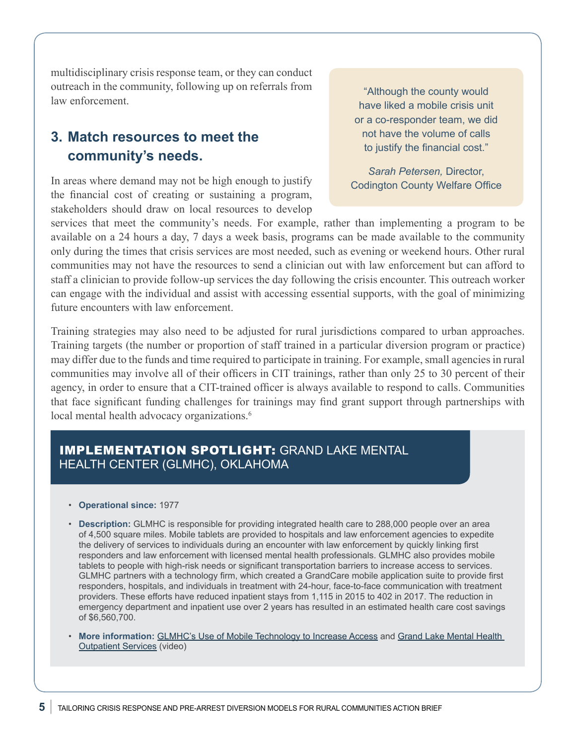multidisciplinary crisis response team, or they can conduct outreach in the community, following up on referrals from law enforcement.

## 3. Match resources to meet the community's needs.

> "Although the county would have liked a mobile crisis unit or a co-responder team, we did not have the volume of calls to justify the financial cost."
>
> *Sarah Petersen,* Director, Codington County Welfare Office

In areas where demand may not be high enough to justify the financial cost of creating or sustaining a program, stakeholders should draw on local resources to develop services that meet the community's needs. For example, rather than implementing a program to be available on a 24 hours a day, 7 days a week basis, programs can be made available to the community only during the times that crisis services are most needed, such as evening or weekend hours. Other rural communities may not have the resources to send a clinician out with law enforcement but can afford to staff a clinician to provide follow-up services the day following the crisis encounter. This outreach worker can engage with the individual and assist with accessing essential supports, with the goal of minimizing future encounters with law enforcement.

Training strategies may also need to be adjusted for rural jurisdictions compared to urban approaches. Training targets (the number or proportion of staff trained in a particular diversion program or practice) may differ due to the funds and time required to participate in training. For example, small agencies in rural communities may involve all of their officers in CIT trainings, rather than only 25 to 30 percent of their agency, in order to ensure that a CIT-trained officer is always available to respond to calls. Communities that face significant funding challenges for trainings may find grant support through partnerships with local mental health advocacy organizations.[6]

### IMPLEMENTATION SPOTLIGHT: GRAND LAKE MENTAL HEALTH CENTER (GLMHC), OKLAHOMA

- **Operational since:** 1977
- **Description:** GLMHC is responsible for providing integrated health care to 288,000 people over an area of 4,500 square miles. Mobile tablets are provided to hospitals and law enforcement agencies to expedite the delivery of services to individuals during an encounter with law enforcement by quickly linking first responders and law enforcement with licensed mental health professionals. GLMHC also provides mobile tablets to people with high-risk needs or significant transportation barriers to increase access to services. GLMHC partners with a technology firm, which created a GrandCare mobile application suite to provide first responders, hospitals, and individuals in treatment with 24-hour, face-to-face communication with treatment providers. These efforts have reduced inpatient stays from 1,115 in 2015 to 402 in 2017. The reduction in emergency department and inpatient use over 2 years has resulted in an estimated health care cost savings of $6,560,700.
- **More information:** GLMHC's Use of Mobile Technology to Increase Access and Grand Lake Mental Health Outpatient Services (video)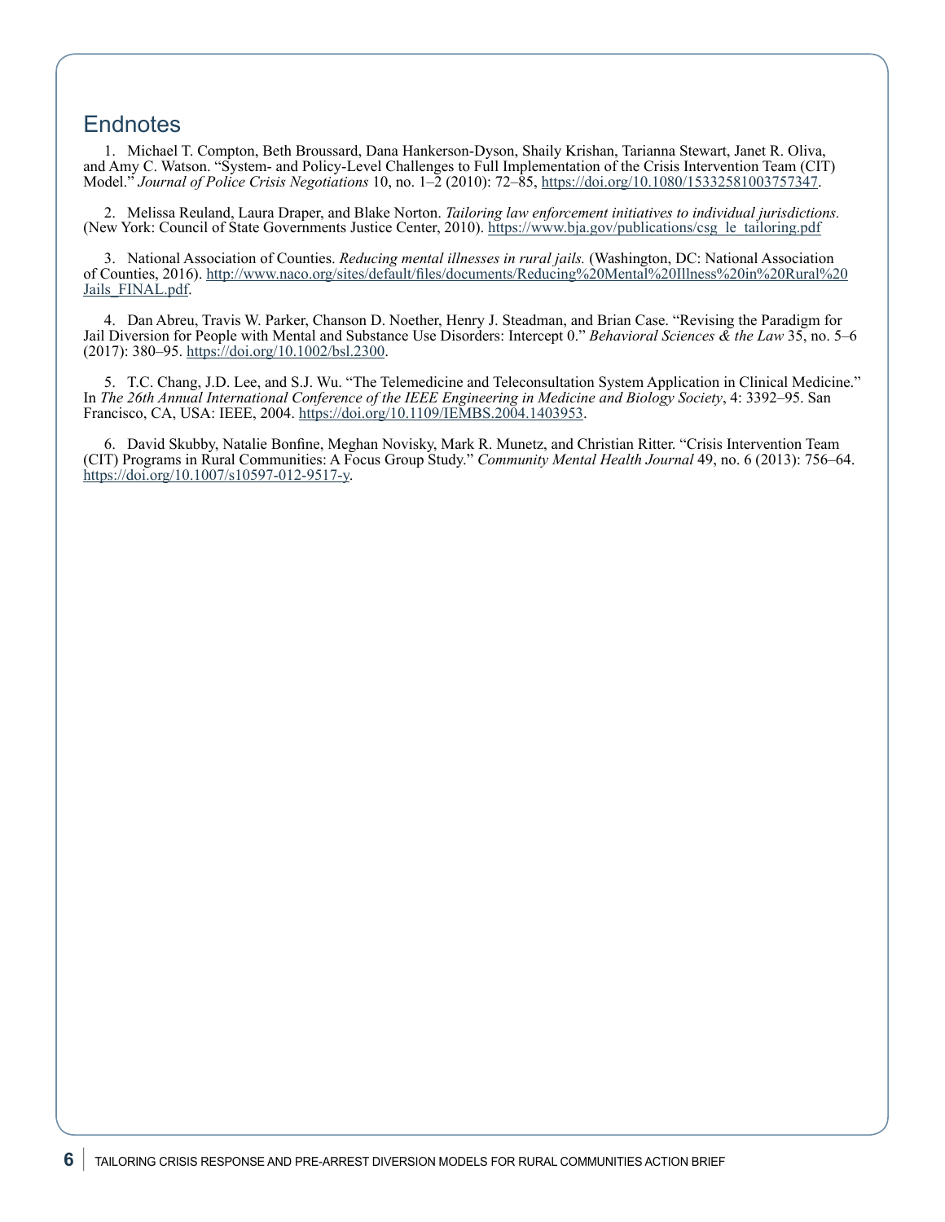## Endnotes

1. Michael T. Compton, Beth Broussard, Dana Hankerson-Dyson, Shaily Krishan, Tarianna Stewart, Janet R. Oliva, and Amy C. Watson. "System- and Policy-Level Challenges to Full Implementation of the Crisis Intervention Team (CIT) Model." *Journal of Police Crisis Negotiations* 10, no. 1–2 (2010): 72–85, https://doi.org/10.1080/15332581003757347.

2. Melissa Reuland, Laura Draper, and Blake Norton. *Tailoring law enforcement initiatives to individual jurisdictions.* (New York: Council of State Governments Justice Center, 2010). https://www.bja.gov/publications/csg_le_tailoring.pdf

3. National Association of Counties. *Reducing mental illnesses in rural jails.* (Washington, DC: National Association of Counties, 2016). http://www.naco.org/sites/default/files/documents/Reducing%20Mental%20Illness%20in%20Rural%20Jails_FINAL.pdf.

4. Dan Abreu, Travis W. Parker, Chanson D. Noether, Henry J. Steadman, and Brian Case. "Revising the Paradigm for Jail Diversion for People with Mental and Substance Use Disorders: Intercept 0." *Behavioral Sciences & the Law* 35, no. 5–6 (2017): 380–95. https://doi.org/10.1002/bsl.2300.

5. T.C. Chang, J.D. Lee, and S.J. Wu. "The Telemedicine and Teleconsultation System Application in Clinical Medicine." In *The 26th Annual International Conference of the IEEE Engineering in Medicine and Biology Society*, 4: 3392–95. San Francisco, CA, USA: IEEE, 2004. https://doi.org/10.1109/IEMBS.2004.1403953.

6. David Skubby, Natalie Bonfine, Meghan Novisky, Mark R. Munetz, and Christian Ritter. "Crisis Intervention Team (CIT) Programs in Rural Communities: A Focus Group Study." *Community Mental Health Journal* 49, no. 6 (2013): 756–64. https://doi.org/10.1007/s10597-012-9517-y.